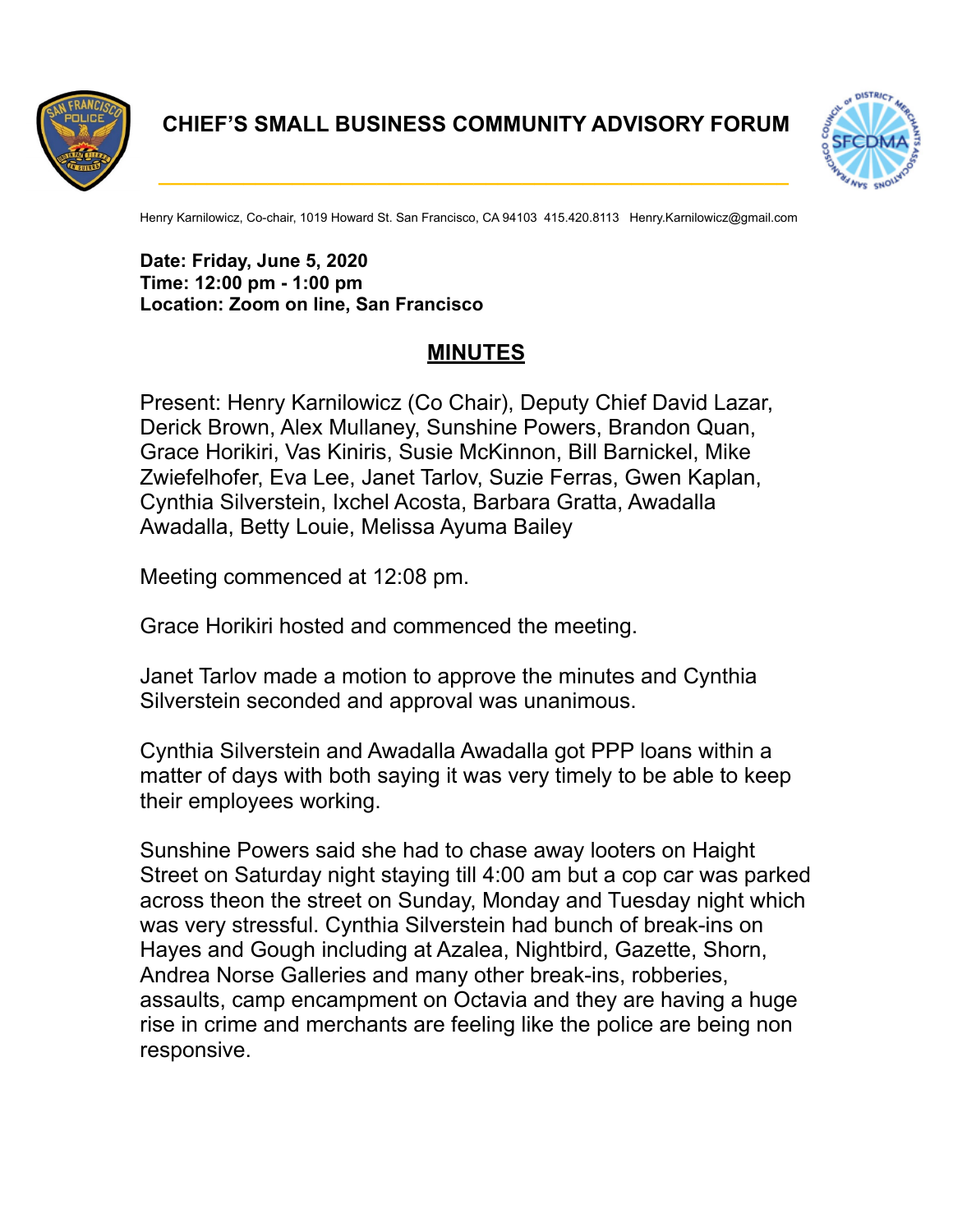# CHIEF'S SMALL BUSINESS COMMUNITY ADVISORY FORUM

Henry Karnilowicz, Co-chair, 1019 Howard St. San Francisco, CA 94103 415.420.8113 Henry.Karnilowicz@gmail.com

**Date: Friday, June 5, 2020**
**Time: 12:00 pm - 1:00 pm**
**Location: Zoom on line, San Francisco**

## MINUTES

Present: Henry Karnilowicz (Co Chair), Deputy Chief David Lazar, Derick Brown, Alex Mullaney, Sunshine Powers, Brandon Quan, Grace Horikiri, Vas Kiniris, Susie McKinnon, Bill Barnickel, Mike Zwiefelhofer, Eva Lee, Janet Tarlov, Suzie Ferras, Gwen Kaplan, Cynthia Silverstein, Ixchel Acosta, Barbara Gratta, Awadalla Awadalla, Betty Louie, Melissa Ayuma Bailey

Meeting commenced at 12:08 pm.

Grace Horikiri hosted and commenced the meeting.

Janet Tarlov made a motion to approve the minutes and Cynthia Silverstein seconded and approval was unanimous.

Cynthia Silverstein and Awadalla Awadalla got PPP loans within a matter of days with both saying it was very timely to be able to keep their employees working.

Sunshine Powers said she had to chase away looters on Haight Street on Saturday night staying till 4:00 am but a cop car was parked across theon the street on Sunday, Monday and Tuesday night which was very stressful. Cynthia Silverstein had bunch of break-ins on Hayes and Gough including at Azalea, Nightbird, Gazette, Shorn, Andrea Norse Galleries and many other break-ins, robberies, assaults, camp encampment on Octavia and they are having a huge rise in crime and merchants are feeling like the police are being non responsive.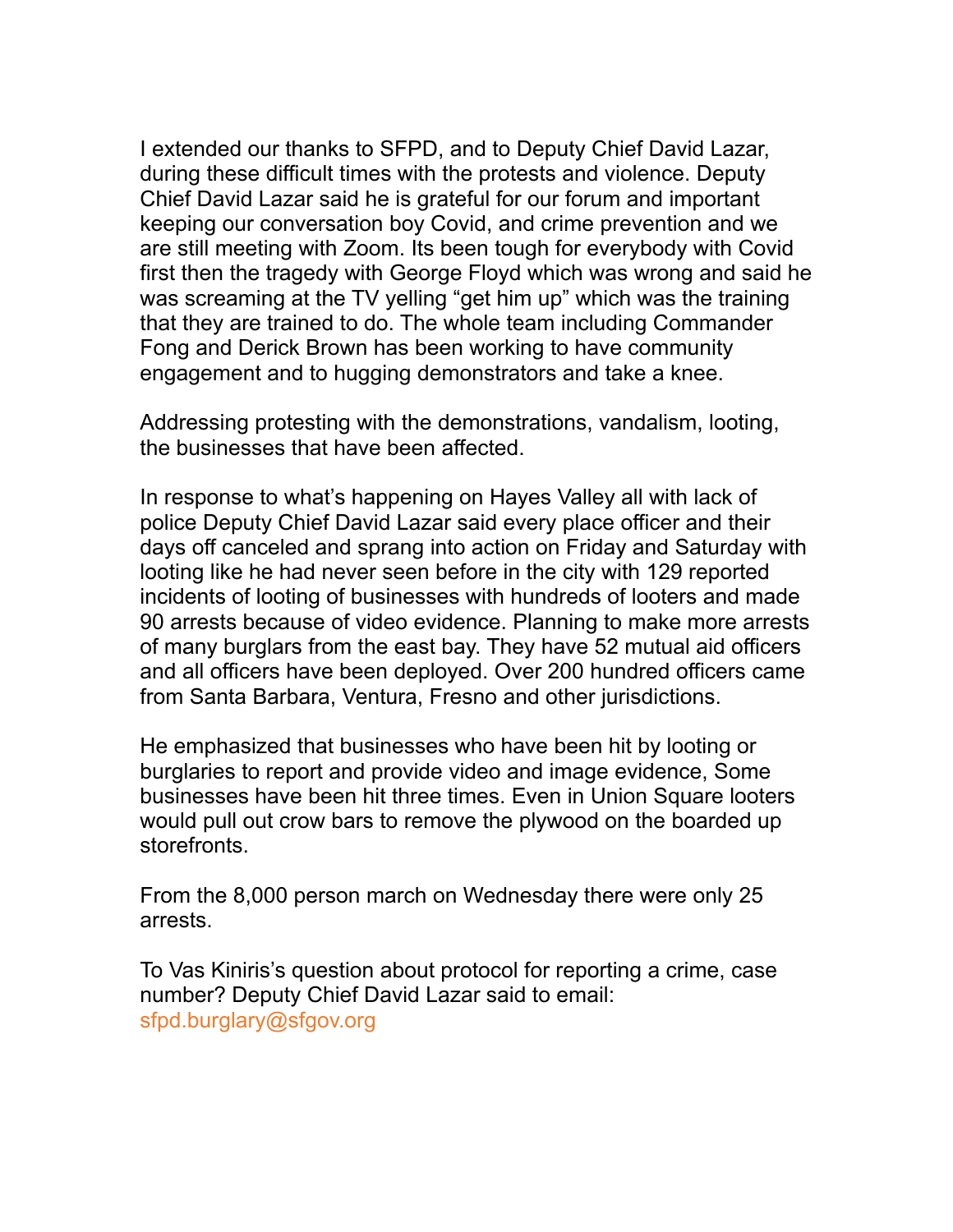I extended our thanks to SFPD, and to Deputy Chief David Lazar, during these difficult times with the protests and violence. Deputy Chief David Lazar said he is grateful for our forum and important keeping our conversation boy Covid, and crime prevention and we are still meeting with Zoom. Its been tough for everybody with Covid first then the tragedy with George Floyd which was wrong and said he was screaming at the TV yelling "get him up" which was the training that they are trained to do. The whole team including Commander Fong and Derick Brown has been working to have community engagement and to hugging demonstrators and take a knee.

Addressing protesting with the demonstrations, vandalism, looting, the businesses that have been affected.

In response to what's happening on Hayes Valley all with lack of police Deputy Chief David Lazar said every place officer and their days off canceled and sprang into action on Friday and Saturday with looting like he had never seen before in the city with 129 reported incidents of looting of businesses with hundreds of looters and made 90 arrests because of video evidence. Planning to make more arrests of many burglars from the east bay. They have 52 mutual aid officers and all officers have been deployed. Over 200 hundred officers came from Santa Barbara, Ventura, Fresno and other jurisdictions.

He emphasized that businesses who have been hit by looting or burglaries to report and provide video and image evidence, Some businesses have been hit three times. Even in Union Square looters would pull out crow bars to remove the plywood on the boarded up storefronts.

From the 8,000 person march on Wednesday there were only 25 arrests.

To Vas Kiniris's question about protocol for reporting a crime, case number? Deputy Chief David Lazar said to email: sfpd.burglary@sfgov.org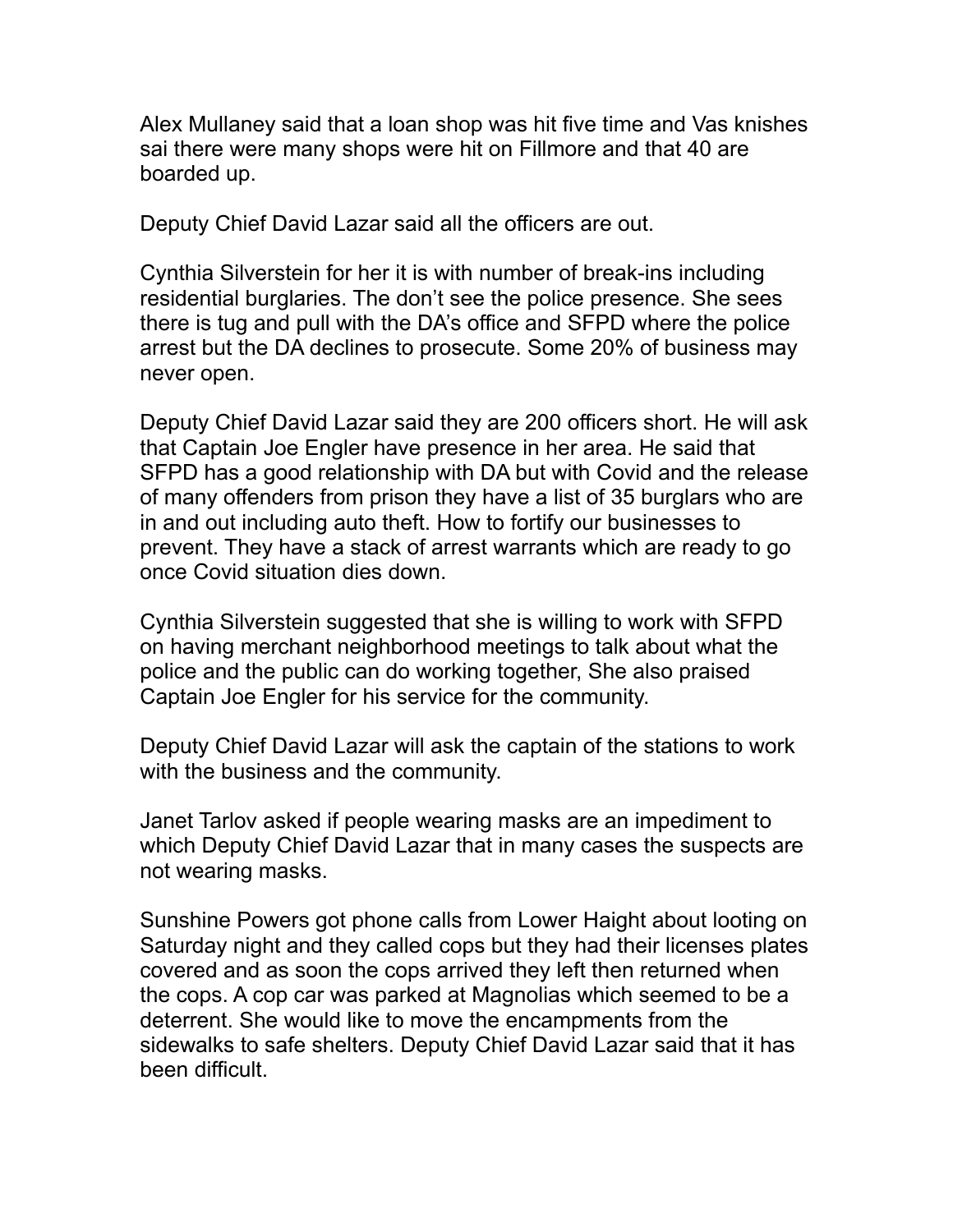Alex Mullaney said that a loan shop was hit five time and Vas knishes sai there were many shops were hit on Fillmore and that 40 are boarded up.

Deputy Chief David Lazar said all the officers are out.

Cynthia Silverstein for her it is with number of break-ins including residential burglaries. The don't see the police presence. She sees there is tug and pull with the DA's office and SFPD where the police arrest but the DA declines to prosecute. Some 20% of business may never open.

Deputy Chief David Lazar said they are 200 officers short. He will ask that Captain Joe Engler have presence in her area. He said that SFPD has a good relationship with DA but with Covid and the release of many offenders from prison they have a list of 35 burglars who are in and out including auto theft. How to fortify our businesses to prevent. They have a stack of arrest warrants which are ready to go once Covid situation dies down.

Cynthia Silverstein suggested that she is willing to work with SFPD on having merchant neighborhood meetings to talk about what the police and the public can do working together, She also praised Captain Joe Engler for his service for the community.

Deputy Chief David Lazar will ask the captain of the stations to work with the business and the community.

Janet Tarlov asked if people wearing masks are an impediment to which Deputy Chief David Lazar that in many cases the suspects are not wearing masks.

Sunshine Powers got phone calls from Lower Haight about looting on Saturday night and they called cops but they had their licenses plates covered and as soon the cops arrived they left then returned when the cops. A cop car was parked at Magnolias which seemed to be a deterrent. She would like to move the encampments from the sidewalks to safe shelters. Deputy Chief David Lazar said that it has been difficult.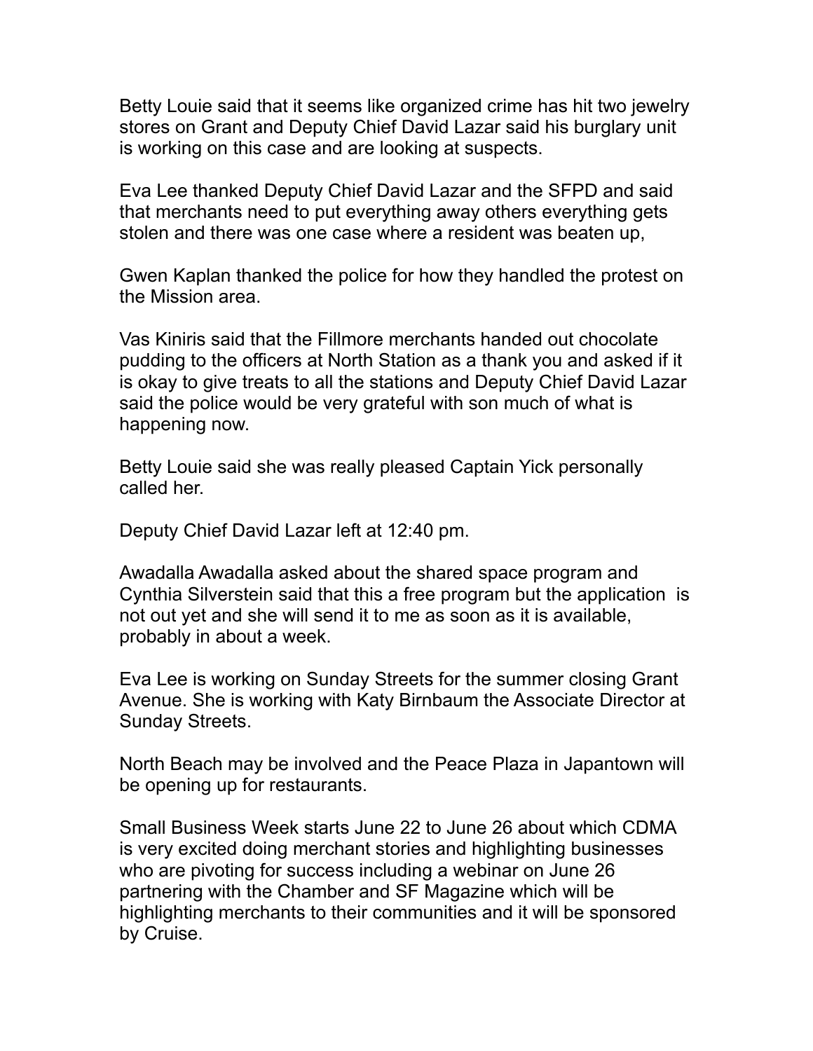Betty Louie said that it seems like organized crime has hit two jewelry stores on Grant and Deputy Chief David Lazar said his burglary unit is working on this case and are looking at suspects.

Eva Lee thanked Deputy Chief David Lazar and the SFPD and said that merchants need to put everything away others everything gets stolen and there was one case where a resident was beaten up,

Gwen Kaplan thanked the police for how they handled the protest on the Mission area.

Vas Kiniris said that the Fillmore merchants handed out chocolate pudding to the officers at North Station as a thank you and asked if it is okay to give treats to all the stations and Deputy Chief David Lazar said the police would be very grateful with son much of what is happening now.

Betty Louie said she was really pleased Captain Yick personally called her.

Deputy Chief David Lazar left at 12:40 pm.

Awadalla Awadalla asked about the shared space program and Cynthia Silverstein said that this a free program but the application is not out yet and she will send it to me as soon as it is available, probably in about a week.

Eva Lee is working on Sunday Streets for the summer closing Grant Avenue. She is working with Katy Birnbaum the Associate Director at Sunday Streets.

North Beach may be involved and the Peace Plaza in Japantown will be opening up for restaurants.

Small Business Week starts June 22 to June 26 about which CDMA is very excited doing merchant stories and highlighting businesses who are pivoting for success including a webinar on June 26 partnering with the Chamber and SF Magazine which will be highlighting merchants to their communities and it will be sponsored by Cruise.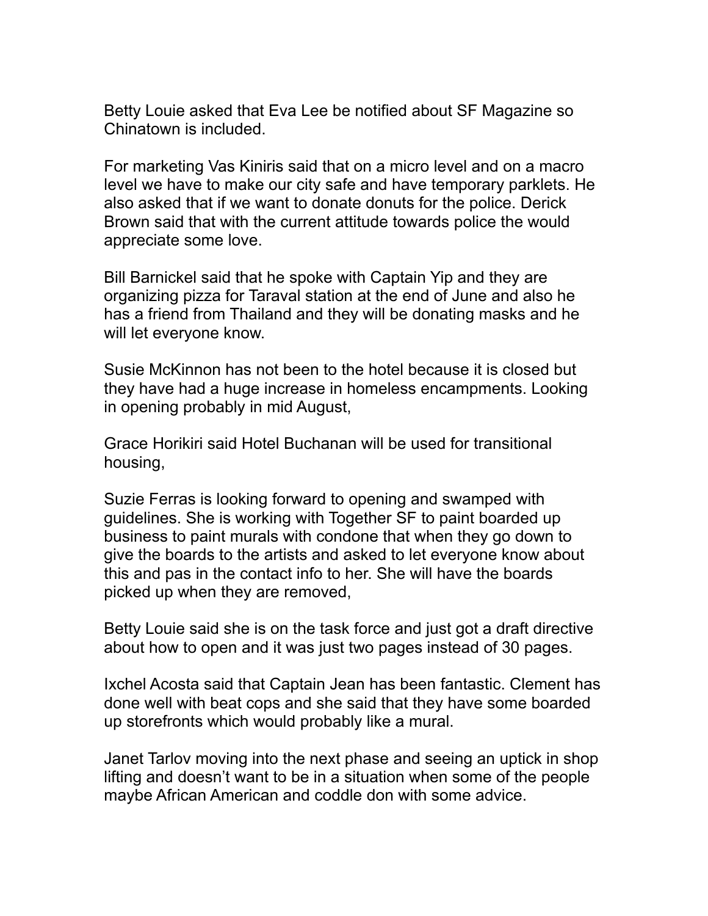Betty Louie asked that Eva Lee be notified about SF Magazine so Chinatown is included.

For marketing Vas Kiniris said that on a micro level and on a macro level we have to make our city safe and have temporary parklets. He also asked that if we want to donate donuts for the police. Derick Brown said that with the current attitude towards police the would appreciate some love.

Bill Barnickel said that he spoke with Captain Yip and they are organizing pizza for Taraval station at the end of June and also he has a friend from Thailand and they will be donating masks and he will let everyone know.

Susie McKinnon has not been to the hotel because it is closed but they have had a huge increase in homeless encampments. Looking in opening probably in mid August,

Grace Horikiri said Hotel Buchanan will be used for transitional housing,

Suzie Ferras is looking forward to opening and swamped with guidelines. She is working with Together SF to paint boarded up business to paint murals with condone that when they go down to give the boards to the artists and asked to let everyone know about this and pas in the contact info to her. She will have the boards picked up when they are removed,

Betty Louie said she is on the task force and just got a draft directive about how to open and it was just two pages instead of 30 pages.

Ixchel Acosta said that Captain Jean has been fantastic. Clement has done well with beat cops and she said that they have some boarded up storefronts which would probably like a mural.

Janet Tarlov moving into the next phase and seeing an uptick in shop lifting and doesn't want to be in a situation when some of the people maybe African American and coddle don with some advice.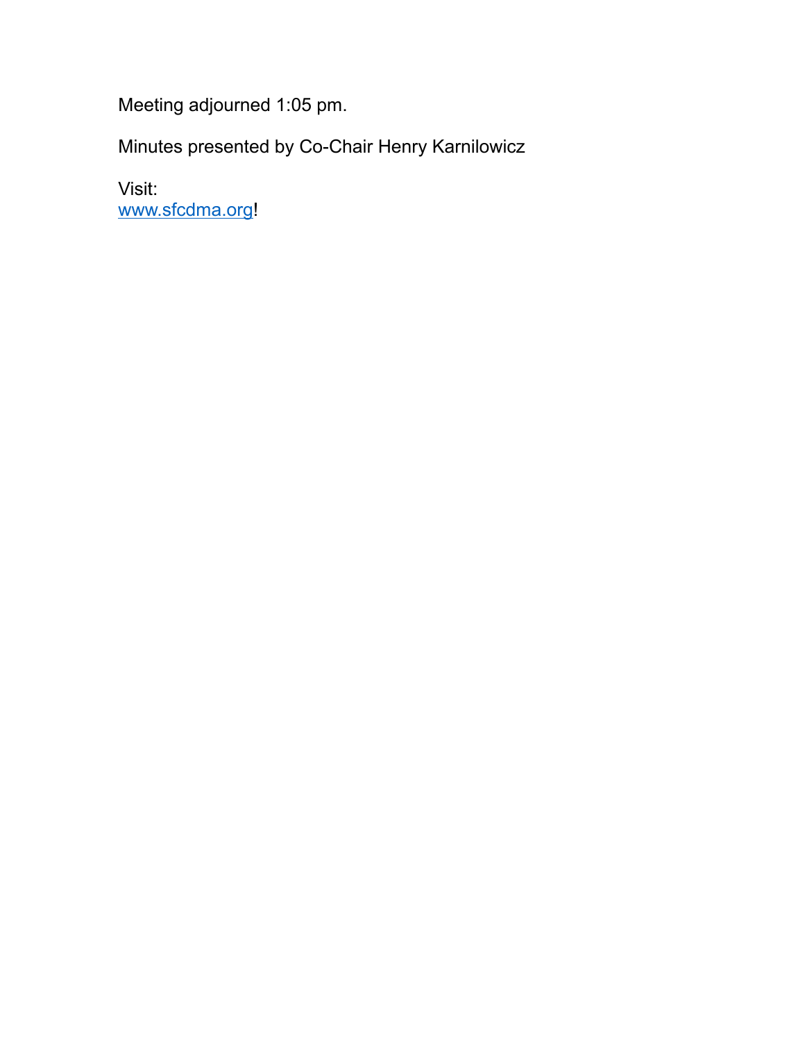Meeting adjourned 1:05 pm.

Minutes presented by Co-Chair Henry Karnilowicz

Visit:
[www.sfcdma.org](http://www.sfcdma.org)!